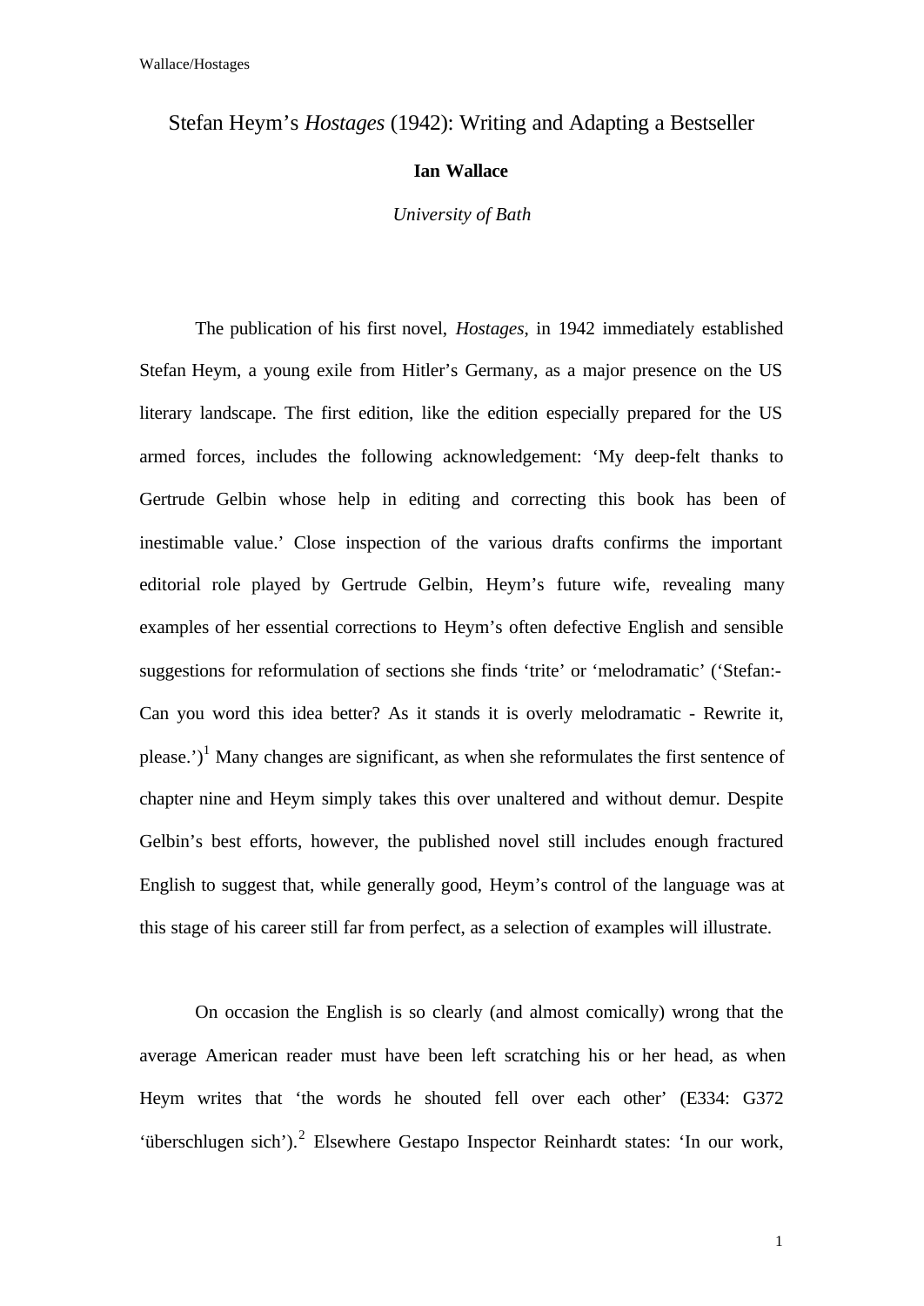# Stefan Heym's *Hostages* (1942): Writing and Adapting a Bestseller

**Ian Wallace**

*University of Bath*

The publication of his first novel, *Hostages*, in 1942 immediately established Stefan Heym, a young exile from Hitler's Germany, as a major presence on the US literary landscape. The first edition, like the edition especially prepared for the US armed forces, includes the following acknowledgement: 'My deep-felt thanks to Gertrude Gelbin whose help in editing and correcting this book has been of inestimable value.' Close inspection of the various drafts confirms the important editorial role played by Gertrude Gelbin, Heym's future wife, revealing many examples of her essential corrections to Heym's often defective English and sensible suggestions for reformulation of sections she finds 'trite' or 'melodramatic' ('Stefan:- Can you word this idea better? As it stands it is overly melodramatic - Rewrite it, please.')[1] Many changes are significant, as when she reformulates the first sentence of chapter nine and Heym simply takes this over unaltered and without demur. Despite Gelbin's best efforts, however, the published novel still includes enough fractured English to suggest that, while generally good, Heym's control of the language was at this stage of his career still far from perfect, as a selection of examples will illustrate.

On occasion the English is so clearly (and almost comically) wrong that the average American reader must have been left scratching his or her head, as when Heym writes that 'the words he shouted fell over each other' (E334: G372 'überschlugen sich').[2] Elsewhere Gestapo Inspector Reinhardt states: 'In our work,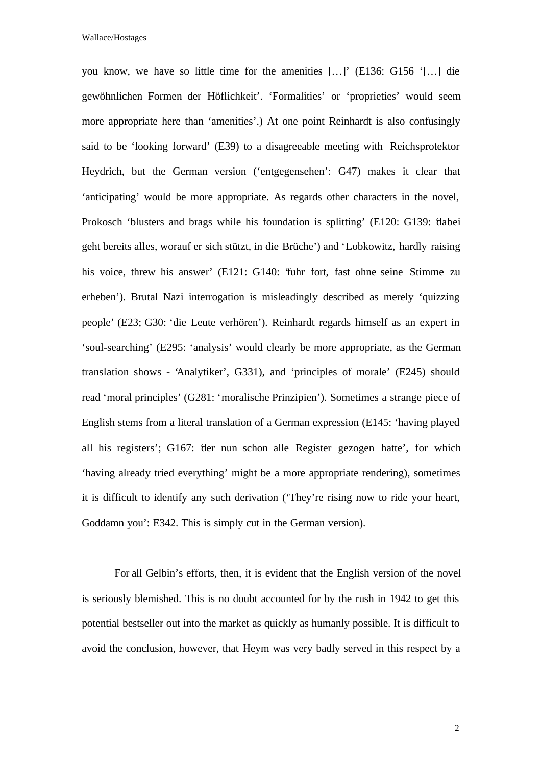you know, we have so little time for the amenities […]' (E136: G156 '[…] die gewöhnlichen Formen der Höflichkeit'. 'Formalities' or 'proprieties' would seem more appropriate here than 'amenities'.) At one point Reinhardt is also confusingly said to be 'looking forward' (E39) to a disagreeable meeting with Reichsprotektor Heydrich, but the German version ('entgegensehen': G47) makes it clear that 'anticipating' would be more appropriate. As regards other characters in the novel, Prokosch 'blusters and brags while his foundation is splitting' (E120: G139: 'dabei geht bereits alles, worauf er sich stützt, in die Brüche') and 'Lobkowitz, hardly raising his voice, threw his answer' (E121: G140: 'fuhr fort, fast ohne seine Stimme zu erheben'). Brutal Nazi interrogation is misleadingly described as merely 'quizzing people' (E23; G30: 'die Leute verhören'). Reinhardt regards himself as an expert in 'soul-searching' (E295: 'analysis' would clearly be more appropriate, as the German translation shows - 'Analytiker', G331), and 'principles of morale' (E245) should read 'moral principles' (G281: 'moralische Prinzipien'). Sometimes a strange piece of English stems from a literal translation of a German expression (E145: 'having played all his registers'; G167: 'der nun schon alle Register gezogen hatte', for which 'having already tried everything' might be a more appropriate rendering), sometimes it is difficult to identify any such derivation ('They're rising now to ride your heart, Goddamn you': E342. This is simply cut in the German version).

For all Gelbin's efforts, then, it is evident that the English version of the novel is seriously blemished. This is no doubt accounted for by the rush in 1942 to get this potential bestseller out into the market as quickly as humanly possible. It is difficult to avoid the conclusion, however, that Heym was very badly served in this respect by a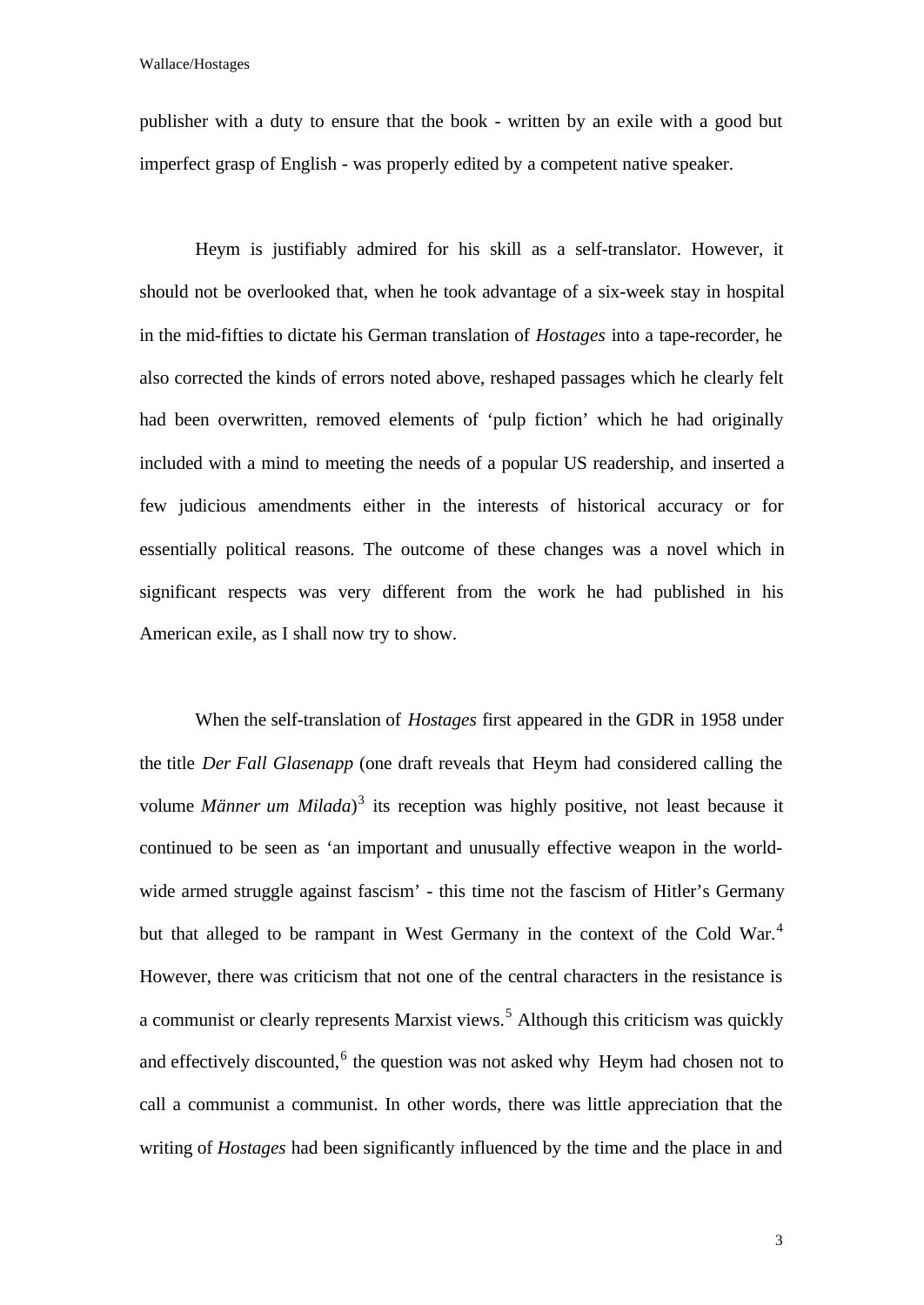publisher with a duty to ensure that the book - written by an exile with a good but imperfect grasp of English - was properly edited by a competent native speaker.

Heym is justifiably admired for his skill as a self-translator. However, it should not be overlooked that, when he took advantage of a six-week stay in hospital in the mid-fifties to dictate his German translation of *Hostages* into a tape-recorder, he also corrected the kinds of errors noted above, reshaped passages which he clearly felt had been overwritten, removed elements of 'pulp fiction' which he had originally included with a mind to meeting the needs of a popular US readership, and inserted a few judicious amendments either in the interests of historical accuracy or for essentially political reasons. The outcome of these changes was a novel which in significant respects was very different from the work he had published in his American exile, as I shall now try to show.

When the self-translation of *Hostages* first appeared in the GDR in 1958 under the title *Der Fall Glasenapp* (one draft reveals that Heym had considered calling the volume *Männer um Milada*)[3] its reception was highly positive, not least because it continued to be seen as 'an important and unusually effective weapon in the world-wide armed struggle against fascism' - this time not the fascism of Hitler's Germany but that alleged to be rampant in West Germany in the context of the Cold War.[4] However, there was criticism that not one of the central characters in the resistance is a communist or clearly represents Marxist views.[5] Although this criticism was quickly and effectively discounted,[6] the question was not asked why Heym had chosen not to call a communist a communist. In other words, there was little appreciation that the writing of *Hostages* had been significantly influenced by the time and the place in and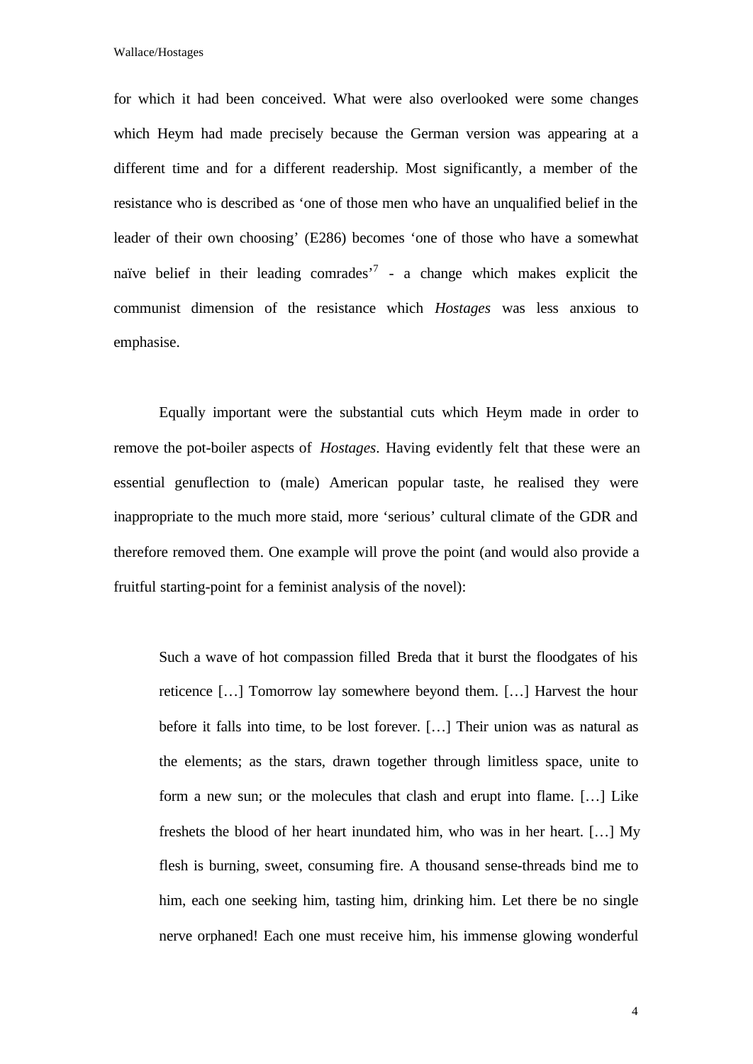for which it had been conceived. What were also overlooked were some changes which Heym had made precisely because the German version was appearing at a different time and for a different readership. Most significantly, a member of the resistance who is described as 'one of those men who have an unqualified belief in the leader of their own choosing' (E286) becomes 'one of those who have a somewhat naïve belief in their leading comrades'[7] - a change which makes explicit the communist dimension of the resistance which *Hostages* was less anxious to emphasise.

Equally important were the substantial cuts which Heym made in order to remove the pot-boiler aspects of *Hostages*. Having evidently felt that these were an essential genuflection to (male) American popular taste, he realised they were inappropriate to the much more staid, more 'serious' cultural climate of the GDR and therefore removed them. One example will prove the point (and would also provide a fruitful starting-point for a feminist analysis of the novel):

> Such a wave of hot compassion filled Breda that it burst the floodgates of his reticence […] Tomorrow lay somewhere beyond them. […] Harvest the hour before it falls into time, to be lost forever. […] Their union was as natural as the elements; as the stars, drawn together through limitless space, unite to form a new sun; or the molecules that clash and erupt into flame. […] Like freshets the blood of her heart inundated him, who was in her heart. […] My flesh is burning, sweet, consuming fire. A thousand sense-threads bind me to him, each one seeking him, tasting him, drinking him. Let there be no single nerve orphaned! Each one must receive him, his immense glowing wonderful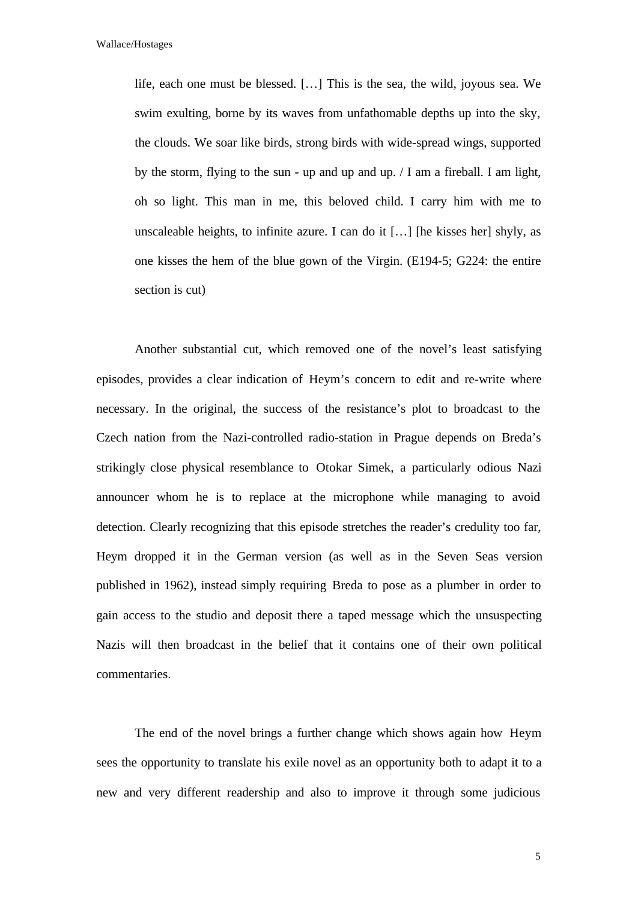> life, each one must be blessed. […] This is the sea, the wild, joyous sea. We swim exulting, borne by its waves from unfathomable depths up into the sky, the clouds. We soar like birds, strong birds with wide-spread wings, supported by the storm, flying to the sun - up and up and up. / I am a fireball. I am light, oh so light. This man in me, this beloved child. I carry him with me to unscaleable heights, to infinite azure. I can do it […] [he kisses her] shyly, as one kisses the hem of the blue gown of the Virgin. (E194-5; G224: the entire section is cut)

Another substantial cut, which removed one of the novel's least satisfying episodes, provides a clear indication of Heym's concern to edit and re-write where necessary. In the original, the success of the resistance's plot to broadcast to the Czech nation from the Nazi-controlled radio-station in Prague depends on Breda's strikingly close physical resemblance to Otokar Simek, a particularly odious Nazi announcer whom he is to replace at the microphone while managing to avoid detection. Clearly recognizing that this episode stretches the reader's credulity too far, Heym dropped it in the German version (as well as in the Seven Seas version published in 1962), instead simply requiring Breda to pose as a plumber in order to gain access to the studio and deposit there a taped message which the unsuspecting Nazis will then broadcast in the belief that it contains one of their own political commentaries.

The end of the novel brings a further change which shows again how Heym sees the opportunity to translate his exile novel as an opportunity both to adapt it to a new and very different readership and also to improve it through some judicious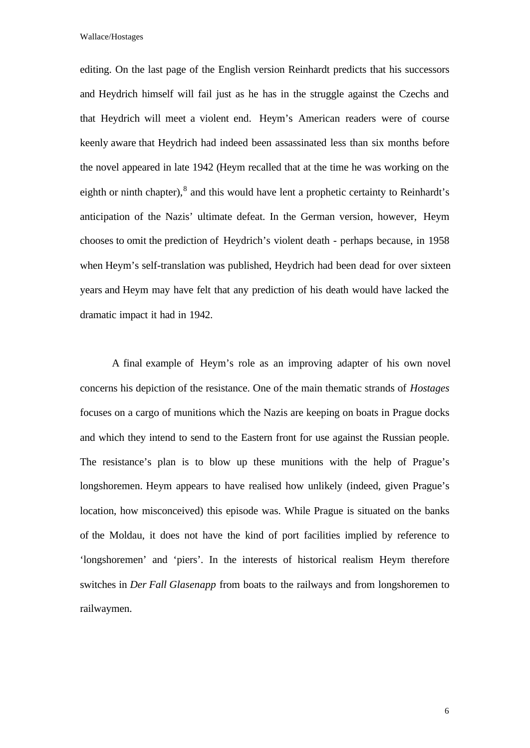editing. On the last page of the English version Reinhardt predicts that his successors and Heydrich himself will fail just as he has in the struggle against the Czechs and that Heydrich will meet a violent end. Heym's American readers were of course keenly aware that Heydrich had indeed been assassinated less than six months before the novel appeared in late 1942 (Heym recalled that at the time he was working on the eighth or ninth chapter),[8] and this would have lent a prophetic certainty to Reinhardt's anticipation of the Nazis' ultimate defeat. In the German version, however, Heym chooses to omit the prediction of Heydrich's violent death - perhaps because, in 1958 when Heym's self-translation was published, Heydrich had been dead for over sixteen years and Heym may have felt that any prediction of his death would have lacked the dramatic impact it had in 1942.

A final example of Heym's role as an improving adapter of his own novel concerns his depiction of the resistance. One of the main thematic strands of *Hostages* focuses on a cargo of munitions which the Nazis are keeping on boats in Prague docks and which they intend to send to the Eastern front for use against the Russian people. The resistance's plan is to blow up these munitions with the help of Prague's longshoremen. Heym appears to have realised how unlikely (indeed, given Prague's location, how misconceived) this episode was. While Prague is situated on the banks of the Moldau, it does not have the kind of port facilities implied by reference to 'longshoremen' and 'piers'. In the interests of historical realism Heym therefore switches in *Der Fall Glasenapp* from boats to the railways and from longshoremen to railwaymen.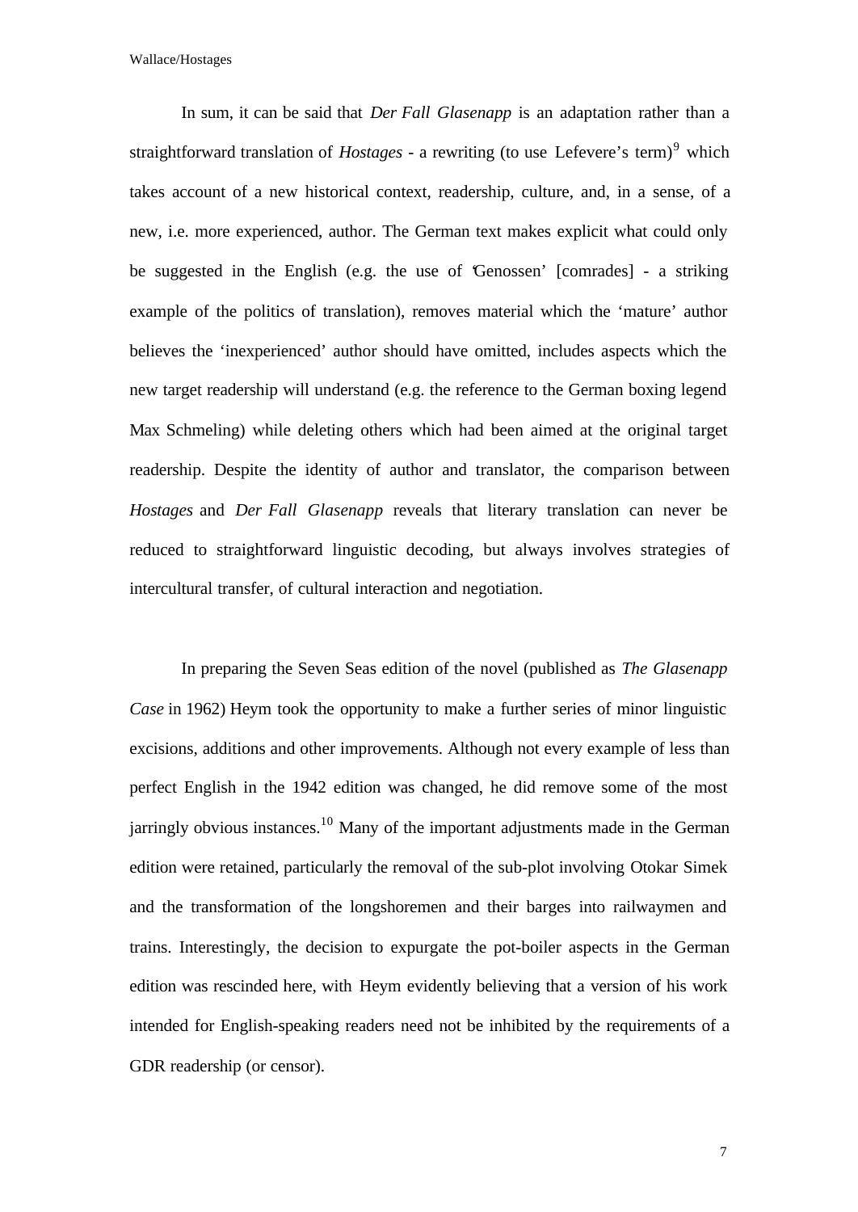In sum, it can be said that *Der Fall Glasenapp* is an adaptation rather than a straightforward translation of *Hostages* - a rewriting (to use Lefevere's term)[9] which takes account of a new historical context, readership, culture, and, in a sense, of a new, i.e. more experienced, author. The German text makes explicit what could only be suggested in the English (e.g. the use of 'Genossen' [comrades] - a striking example of the politics of translation), removes material which the 'mature' author believes the 'inexperienced' author should have omitted, includes aspects which the new target readership will understand (e.g. the reference to the German boxing legend Max Schmeling) while deleting others which had been aimed at the original target readership. Despite the identity of author and translator, the comparison between *Hostages* and *Der Fall Glasenapp* reveals that literary translation can never be reduced to straightforward linguistic decoding, but always involves strategies of intercultural transfer, of cultural interaction and negotiation.

In preparing the Seven Seas edition of the novel (published as *The Glasenapp Case* in 1962) Heym took the opportunity to make a further series of minor linguistic excisions, additions and other improvements. Although not every example of less than perfect English in the 1942 edition was changed, he did remove some of the most jarringly obvious instances.[10] Many of the important adjustments made in the German edition were retained, particularly the removal of the sub-plot involving Otokar Simek and the transformation of the longshoremen and their barges into railwaymen and trains. Interestingly, the decision to expurgate the pot-boiler aspects in the German edition was rescinded here, with Heym evidently believing that a version of his work intended for English-speaking readers need not be inhibited by the requirements of a GDR readership (or censor).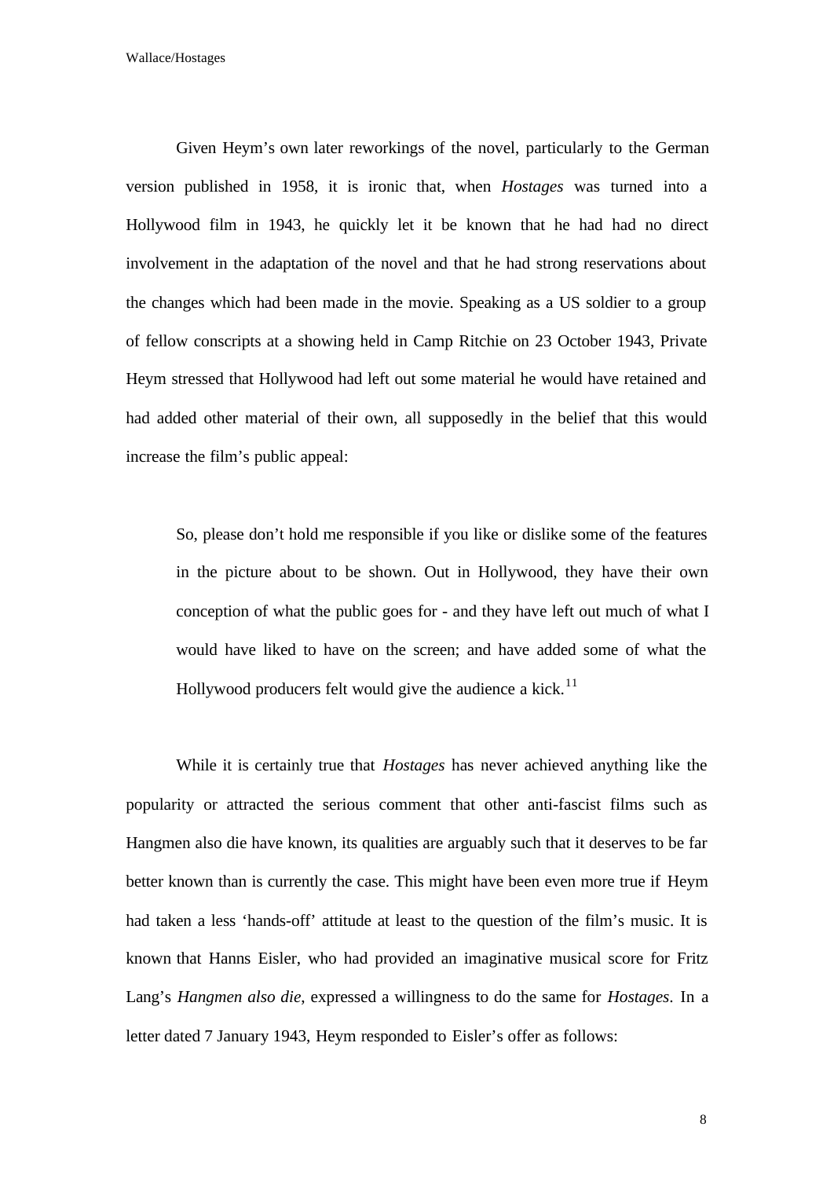Given Heym's own later reworkings of the novel, particularly to the German version published in 1958, it is ironic that, when *Hostages* was turned into a Hollywood film in 1943, he quickly let it be known that he had had no direct involvement in the adaptation of the novel and that he had strong reservations about the changes which had been made in the movie. Speaking as a US soldier to a group of fellow conscripts at a showing held in Camp Ritchie on 23 October 1943, Private Heym stressed that Hollywood had left out some material he would have retained and had added other material of their own, all supposedly in the belief that this would increase the film's public appeal:

> So, please don't hold me responsible if you like or dislike some of the features in the picture about to be shown. Out in Hollywood, they have their own conception of what the public goes for - and they have left out much of what I would have liked to have on the screen; and have added some of what the Hollywood producers felt would give the audience a kick.[11]

While it is certainly true that *Hostages* has never achieved anything like the popularity or attracted the serious comment that other anti-fascist films such as Hangmen also die have known, its qualities are arguably such that it deserves to be far better known than is currently the case. This might have been even more true if Heym had taken a less 'hands-off' attitude at least to the question of the film's music. It is known that Hanns Eisler, who had provided an imaginative musical score for Fritz Lang's *Hangmen also die*, expressed a willingness to do the same for *Hostages*. In a letter dated 7 January 1943, Heym responded to Eisler's offer as follows: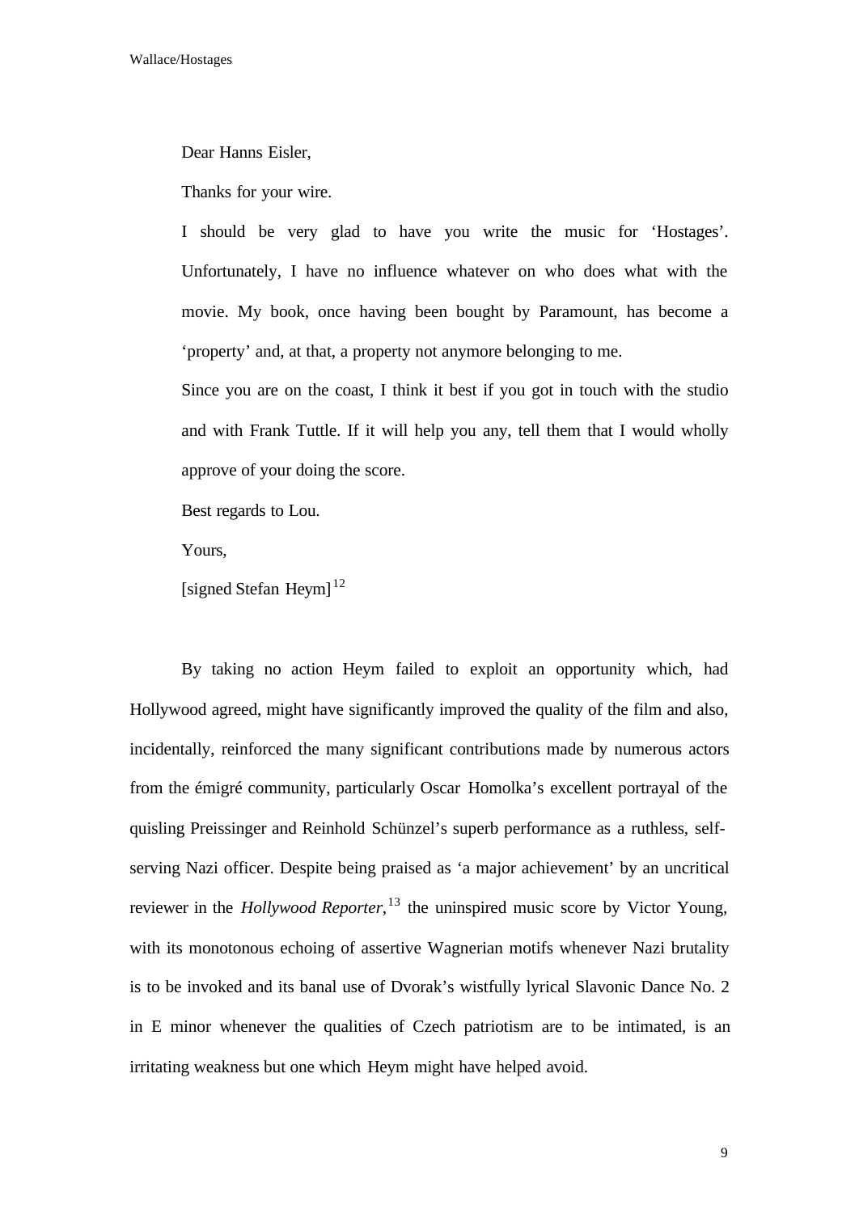> Dear Hanns Eisler,
>
> Thanks for your wire.
>
> I should be very glad to have you write the music for 'Hostages'. Unfortunately, I have no influence whatever on who does what with the movie. My book, once having been bought by Paramount, has become a 'property' and, at that, a property not anymore belonging to me.
>
> Since you are on the coast, I think it best if you got in touch with the studio and with Frank Tuttle. If it will help you any, tell them that I would wholly approve of your doing the score.
>
> Best regards to Lou.
>
> Yours,
>
> [signed Stefan Heym][12]

By taking no action Heym failed to exploit an opportunity which, had Hollywood agreed, might have significantly improved the quality of the film and also, incidentally, reinforced the many significant contributions made by numerous actors from the émigré community, particularly Oscar Homolka's excellent portrayal of the quisling Preissinger and Reinhold Schünzel's superb performance as a ruthless, self-serving Nazi officer. Despite being praised as 'a major achievement' by an uncritical reviewer in the *Hollywood Reporter*,[13] the uninspired music score by Victor Young, with its monotonous echoing of assertive Wagnerian motifs whenever Nazi brutality is to be invoked and its banal use of Dvorak's wistfully lyrical Slavonic Dance No. 2 in E minor whenever the qualities of Czech patriotism are to be intimated, is an irritating weakness but one which Heym might have helped avoid.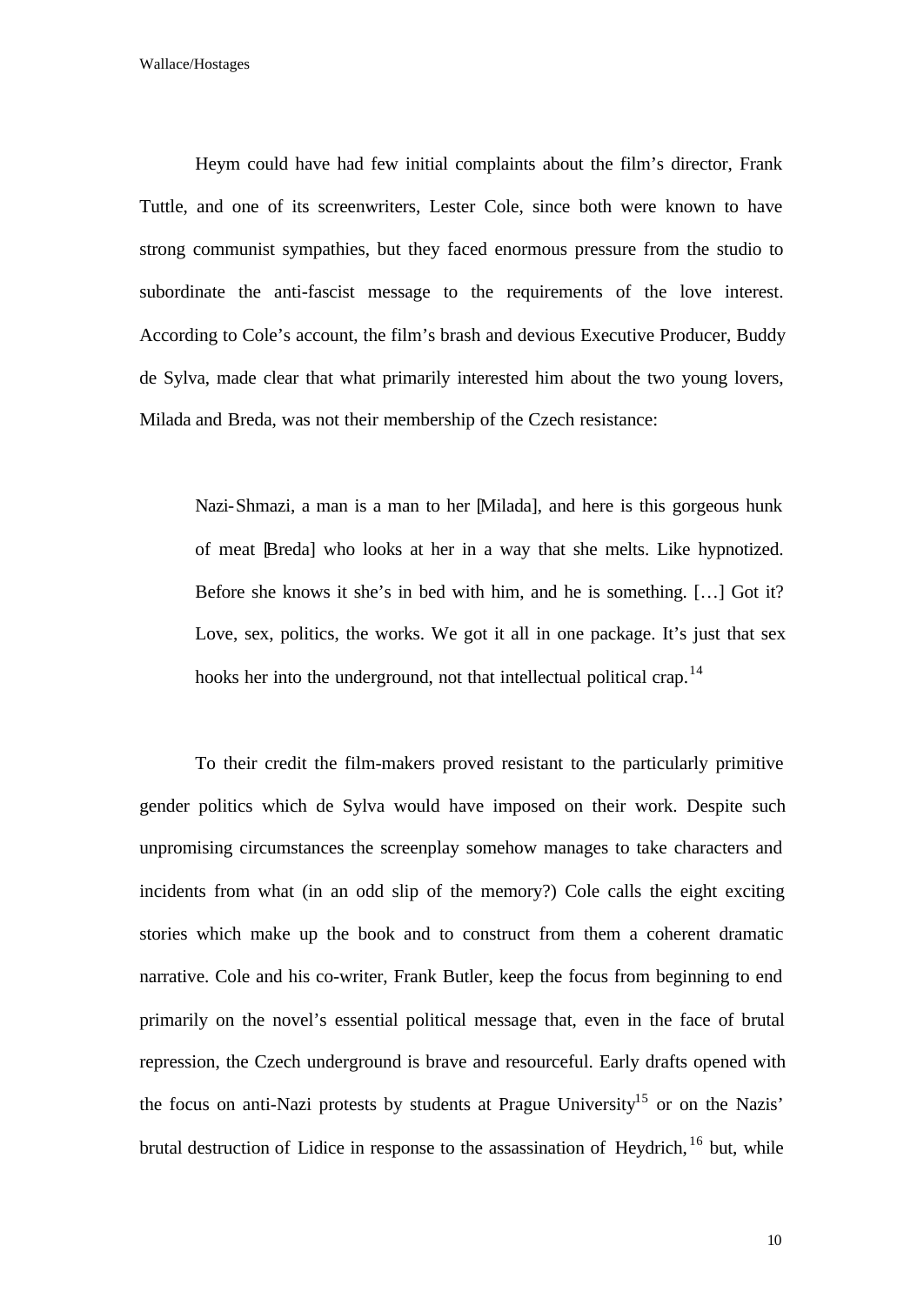Heym could have had few initial complaints about the film's director, Frank Tuttle, and one of its screenwriters, Lester Cole, since both were known to have strong communist sympathies, but they faced enormous pressure from the studio to subordinate the anti-fascist message to the requirements of the love interest. According to Cole's account, the film's brash and devious Executive Producer, Buddy de Sylva, made clear that what primarily interested him about the two young lovers, Milada and Breda, was not their membership of the Czech resistance:

> Nazi-Shmazi, a man is a man to her [Milada], and here is this gorgeous hunk of meat [Breda] who looks at her in a way that she melts. Like hypnotized. Before she knows it she's in bed with him, and he is something. […] Got it? Love, sex, politics, the works. We got it all in one package. It's just that sex hooks her into the underground, not that intellectual political crap.[14]

To their credit the film-makers proved resistant to the particularly primitive gender politics which de Sylva would have imposed on their work. Despite such unpromising circumstances the screenplay somehow manages to take characters and incidents from what (in an odd slip of the memory?) Cole calls the eight exciting stories which make up the book and to construct from them a coherent dramatic narrative. Cole and his co-writer, Frank Butler, keep the focus from beginning to end primarily on the novel's essential political message that, even in the face of brutal repression, the Czech underground is brave and resourceful. Early drafts opened with the focus on anti-Nazi protests by students at Prague University[15] or on the Nazis' brutal destruction of Lidice in response to the assassination of Heydrich,[16] but, while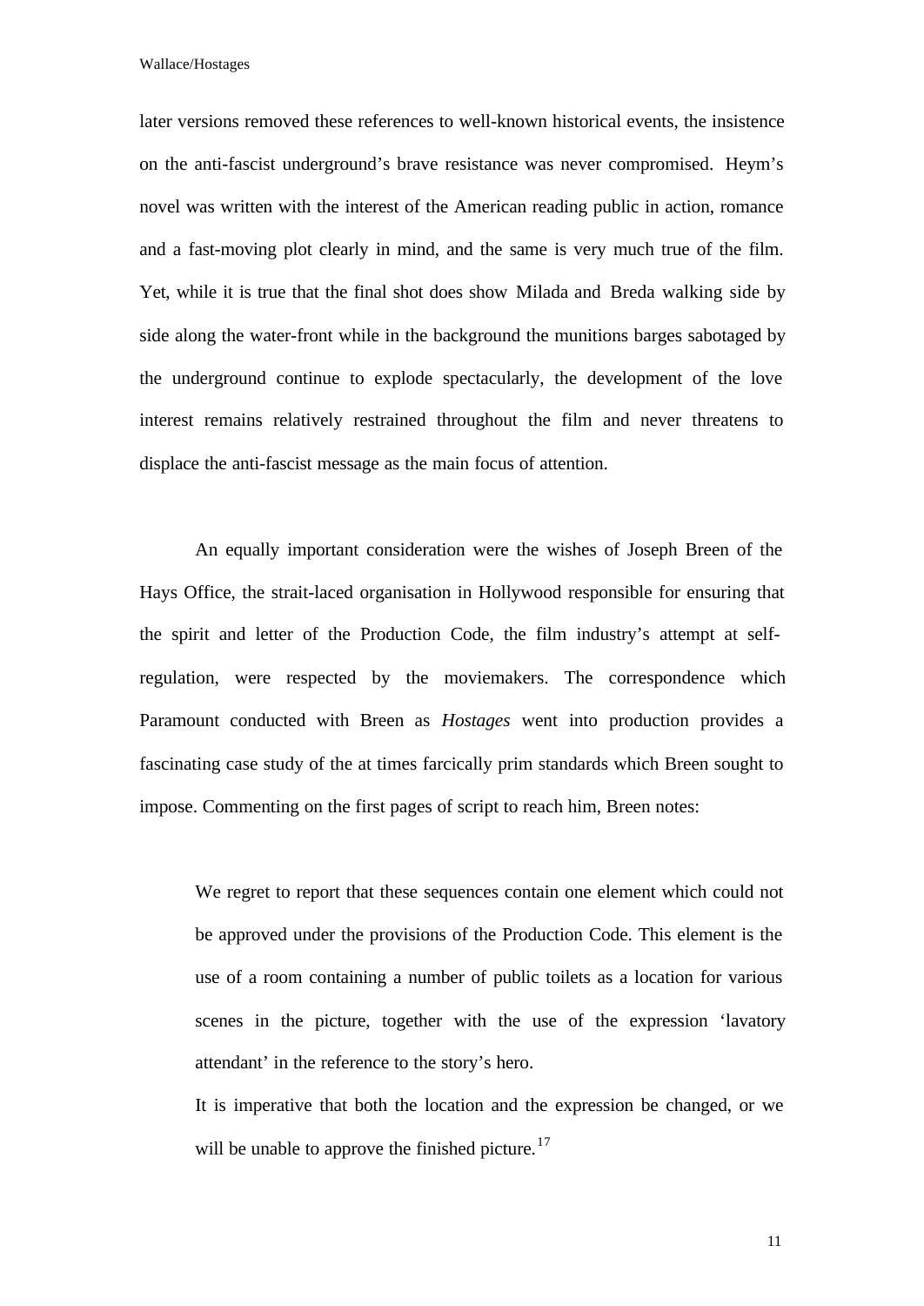later versions removed these references to well-known historical events, the insistence on the anti-fascist underground's brave resistance was never compromised. Heym's novel was written with the interest of the American reading public in action, romance and a fast-moving plot clearly in mind, and the same is very much true of the film. Yet, while it is true that the final shot does show Milada and Breda walking side by side along the water-front while in the background the munitions barges sabotaged by the underground continue to explode spectacularly, the development of the love interest remains relatively restrained throughout the film and never threatens to displace the anti-fascist message as the main focus of attention.

An equally important consideration were the wishes of Joseph Breen of the Hays Office, the strait-laced organisation in Hollywood responsible for ensuring that the spirit and letter of the Production Code, the film industry's attempt at self-regulation, were respected by the moviemakers. The correspondence which Paramount conducted with Breen as *Hostages* went into production provides a fascinating case study of the at times farcically prim standards which Breen sought to impose. Commenting on the first pages of script to reach him, Breen notes:

> We regret to report that these sequences contain one element which could not be approved under the provisions of the Production Code. This element is the use of a room containing a number of public toilets as a location for various scenes in the picture, together with the use of the expression 'lavatory attendant' in the reference to the story's hero.
>
> It is imperative that both the location and the expression be changed, or we will be unable to approve the finished picture.[17]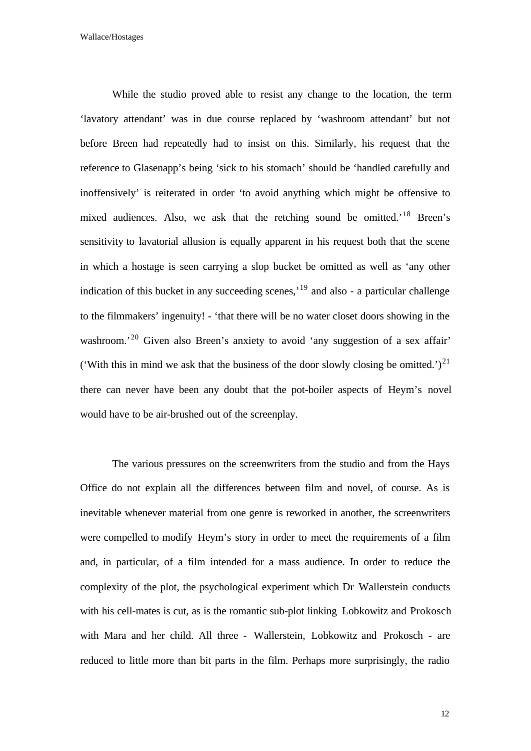While the studio proved able to resist any change to the location, the term 'lavatory attendant' was in due course replaced by 'washroom attendant' but not before Breen had repeatedly had to insist on this. Similarly, his request that the reference to Glasenapp's being 'sick to his stomach' should be 'handled carefully and inoffensively' is reiterated in order 'to avoid anything which might be offensive to mixed audiences. Also, we ask that the retching sound be omitted.'[18] Breen's sensitivity to lavatorial allusion is equally apparent in his request both that the scene in which a hostage is seen carrying a slop bucket be omitted as well as 'any other indication of this bucket in any succeeding scenes,'[19] and also - a particular challenge to the filmmakers' ingenuity! - 'that there will be no water closet doors showing in the washroom.'[20] Given also Breen's anxiety to avoid 'any suggestion of a sex affair' ('With this in mind we ask that the business of the door slowly closing be omitted.')[21] there can never have been any doubt that the pot-boiler aspects of Heym's novel would have to be air-brushed out of the screenplay.

The various pressures on the screenwriters from the studio and from the Hays Office do not explain all the differences between film and novel, of course. As is inevitable whenever material from one genre is reworked in another, the screenwriters were compelled to modify Heym's story in order to meet the requirements of a film and, in particular, of a film intended for a mass audience. In order to reduce the complexity of the plot, the psychological experiment which Dr Wallerstein conducts with his cell-mates is cut, as is the romantic sub-plot linking Lobkowitz and Prokosch with Mara and her child. All three - Wallerstein, Lobkowitz and Prokosch - are reduced to little more than bit parts in the film. Perhaps more surprisingly, the radio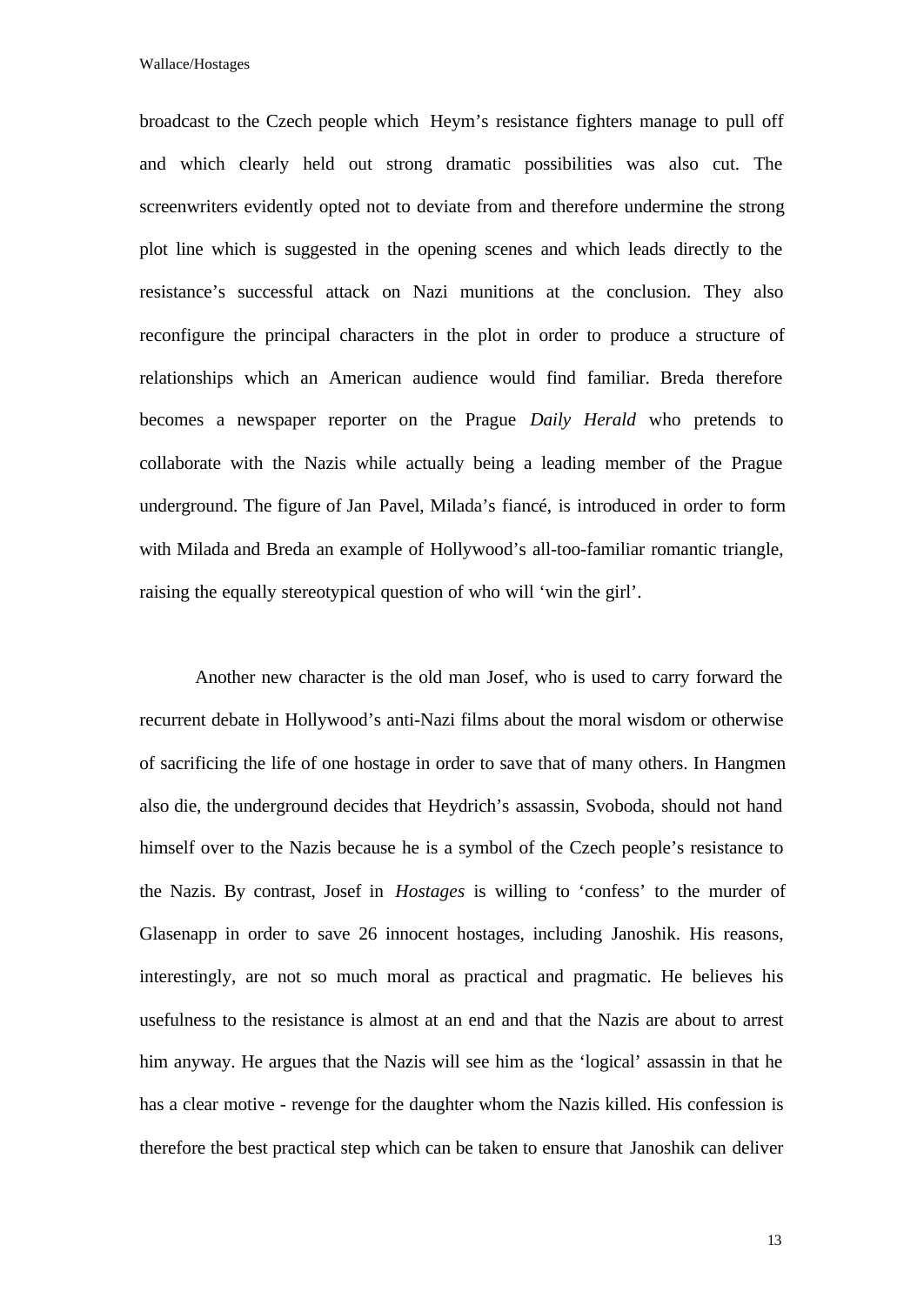broadcast to the Czech people which Heym's resistance fighters manage to pull off and which clearly held out strong dramatic possibilities was also cut. The screenwriters evidently opted not to deviate from and therefore undermine the strong plot line which is suggested in the opening scenes and which leads directly to the resistance's successful attack on Nazi munitions at the conclusion. They also reconfigure the principal characters in the plot in order to produce a structure of relationships which an American audience would find familiar. Breda therefore becomes a newspaper reporter on the Prague *Daily Herald* who pretends to collaborate with the Nazis while actually being a leading member of the Prague underground. The figure of Jan Pavel, Milada's fiancé, is introduced in order to form with Milada and Breda an example of Hollywood's all-too-familiar romantic triangle, raising the equally stereotypical question of who will 'win the girl'.

Another new character is the old man Josef, who is used to carry forward the recurrent debate in Hollywood's anti-Nazi films about the moral wisdom or otherwise of sacrificing the life of one hostage in order to save that of many others. In Hangmen also die, the underground decides that Heydrich's assassin, Svoboda, should not hand himself over to the Nazis because he is a symbol of the Czech people's resistance to the Nazis. By contrast, Josef in *Hostages* is willing to 'confess' to the murder of Glasenapp in order to save 26 innocent hostages, including Janoshik. His reasons, interestingly, are not so much moral as practical and pragmatic. He believes his usefulness to the resistance is almost at an end and that the Nazis are about to arrest him anyway. He argues that the Nazis will see him as the 'logical' assassin in that he has a clear motive - revenge for the daughter whom the Nazis killed. His confession is therefore the best practical step which can be taken to ensure that Janoshik can deliver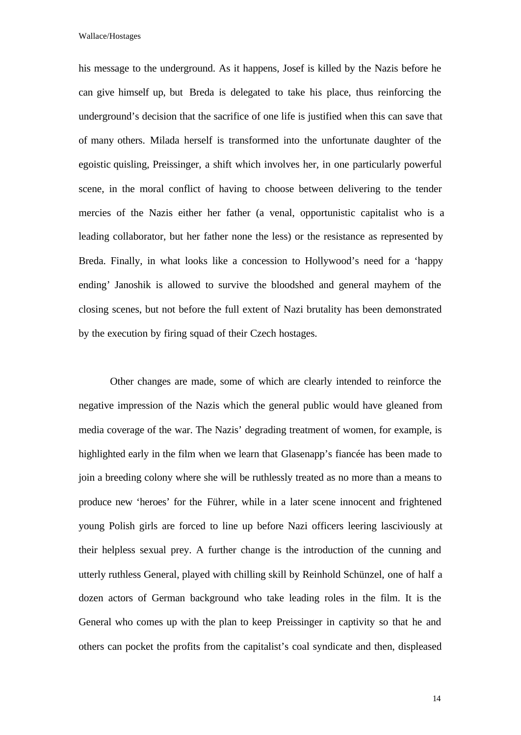his message to the underground. As it happens, Josef is killed by the Nazis before he can give himself up, but Breda is delegated to take his place, thus reinforcing the underground's decision that the sacrifice of one life is justified when this can save that of many others. Milada herself is transformed into the unfortunate daughter of the egoistic quisling, Preissinger, a shift which involves her, in one particularly powerful scene, in the moral conflict of having to choose between delivering to the tender mercies of the Nazis either her father (a venal, opportunistic capitalist who is a leading collaborator, but her father none the less) or the resistance as represented by Breda. Finally, in what looks like a concession to Hollywood's need for a 'happy ending' Janoshik is allowed to survive the bloodshed and general mayhem of the closing scenes, but not before the full extent of Nazi brutality has been demonstrated by the execution by firing squad of their Czech hostages.

Other changes are made, some of which are clearly intended to reinforce the negative impression of the Nazis which the general public would have gleaned from media coverage of the war. The Nazis' degrading treatment of women, for example, is highlighted early in the film when we learn that Glasenapp's fiancée has been made to join a breeding colony where she will be ruthlessly treated as no more than a means to produce new 'heroes' for the Führer, while in a later scene innocent and frightened young Polish girls are forced to line up before Nazi officers leering lasciviously at their helpless sexual prey. A further change is the introduction of the cunning and utterly ruthless General, played with chilling skill by Reinhold Schünzel, one of half a dozen actors of German background who take leading roles in the film. It is the General who comes up with the plan to keep Preissinger in captivity so that he and others can pocket the profits from the capitalist's coal syndicate and then, displeased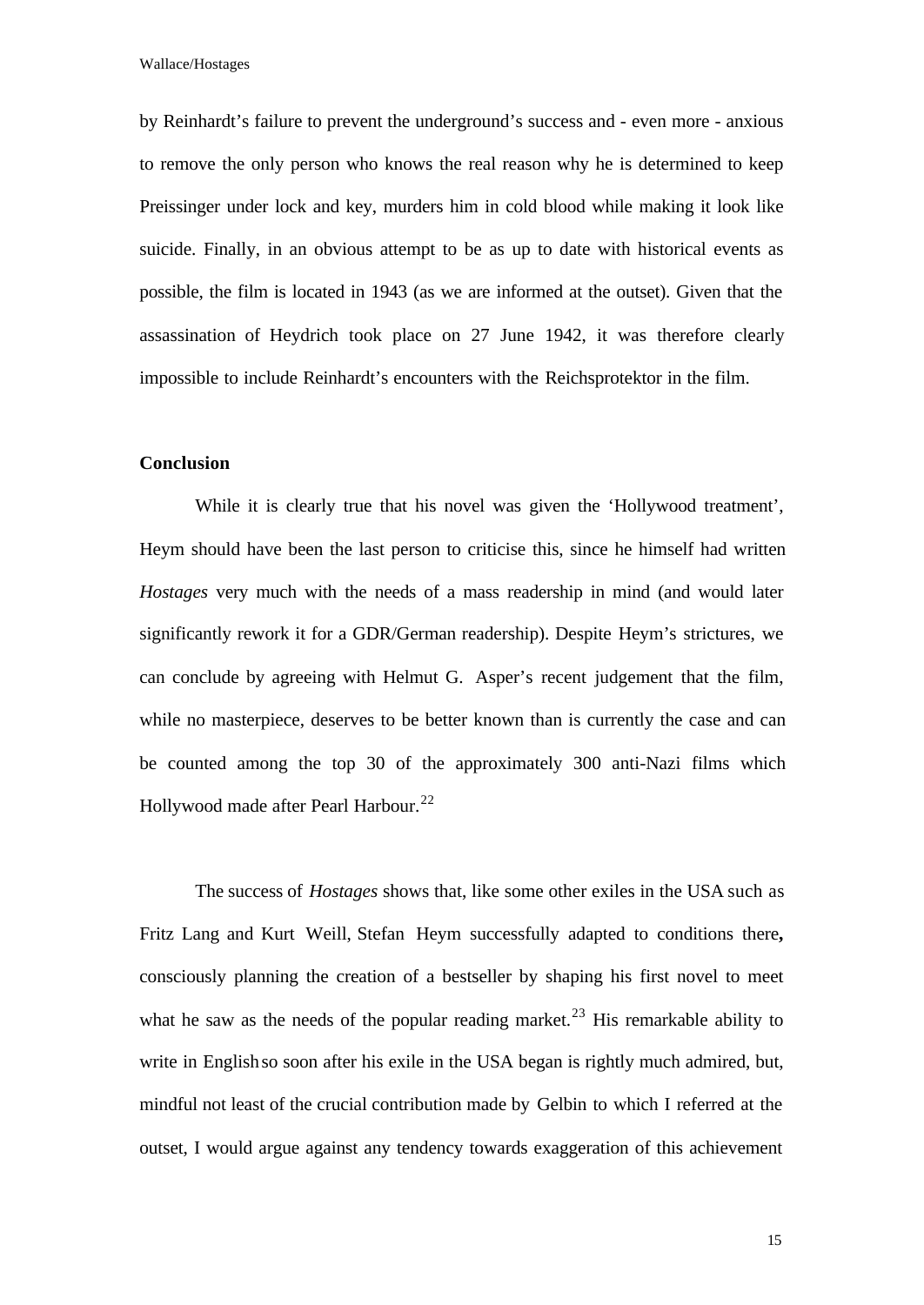by Reinhardt's failure to prevent the underground's success and - even more - anxious to remove the only person who knows the real reason why he is determined to keep Preissinger under lock and key, murders him in cold blood while making it look like suicide. Finally, in an obvious attempt to be as up to date with historical events as possible, the film is located in 1943 (as we are informed at the outset). Given that the assassination of Heydrich took place on 27 June 1942, it was therefore clearly impossible to include Reinhardt's encounters with the Reichsprotektor in the film.

## Conclusion

While it is clearly true that his novel was given the 'Hollywood treatment', Heym should have been the last person to criticise this, since he himself had written *Hostages* very much with the needs of a mass readership in mind (and would later significantly rework it for a GDR/German readership). Despite Heym's strictures, we can conclude by agreeing with Helmut G. Asper's recent judgement that the film, while no masterpiece, deserves to be better known than is currently the case and can be counted among the top 30 of the approximately 300 anti-Nazi films which Hollywood made after Pearl Harbour.[22]

The success of *Hostages* shows that, like some other exiles in the USA such as Fritz Lang and Kurt Weill, Stefan Heym successfully adapted to conditions there**,** consciously planning the creation of a bestseller by shaping his first novel to meet what he saw as the needs of the popular reading market.[23] His remarkable ability to write in English so soon after his exile in the USA began is rightly much admired, but, mindful not least of the crucial contribution made by Gelbin to which I referred at the outset, I would argue against any tendency towards exaggeration of this achievement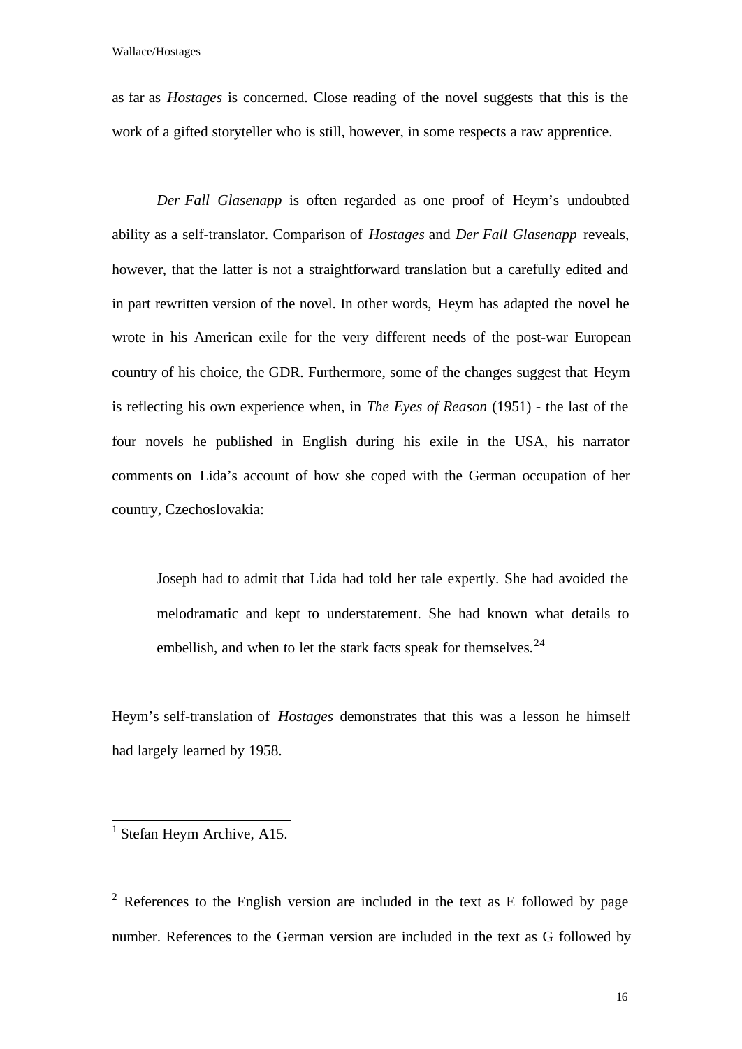as far as *Hostages* is concerned. Close reading of the novel suggests that this is the work of a gifted storyteller who is still, however, in some respects a raw apprentice.

*Der Fall Glasenapp* is often regarded as one proof of Heym's undoubted ability as a self-translator. Comparison of *Hostages* and *Der Fall Glasenapp* reveals, however, that the latter is not a straightforward translation but a carefully edited and in part rewritten version of the novel. In other words, Heym has adapted the novel he wrote in his American exile for the very different needs of the post-war European country of his choice, the GDR. Furthermore, some of the changes suggest that Heym is reflecting his own experience when, in *The Eyes of Reason* (1951) - the last of the four novels he published in English during his exile in the USA, his narrator comments on Lida's account of how she coped with the German occupation of her country, Czechoslovakia:

> Joseph had to admit that Lida had told her tale expertly. She had avoided the melodramatic and kept to understatement. She had known what details to embellish, and when to let the stark facts speak for themselves.[24]

Heym's self-translation of *Hostages* demonstrates that this was a lesson he himself had largely learned by 1958.

---

[1] Stefan Heym Archive, A15.

[2] References to the English version are included in the text as E followed by page number. References to the German version are included in the text as G followed by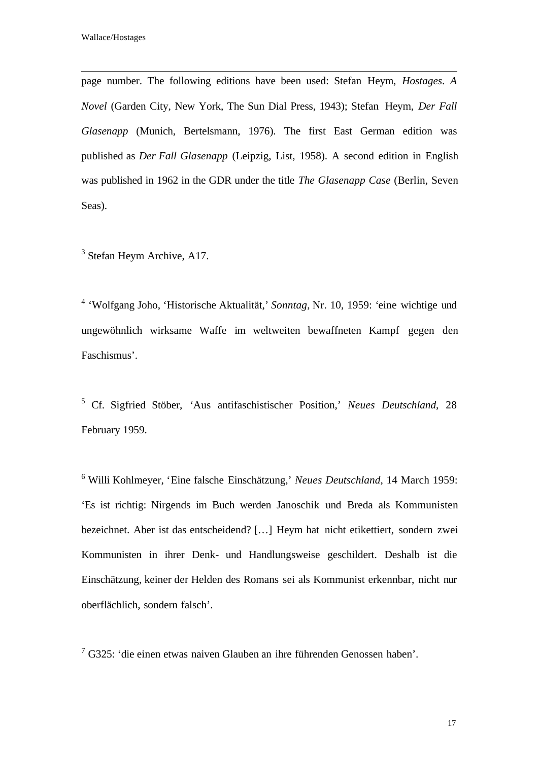page number. The following editions have been used: Stefan Heym, *Hostages. A Novel* (Garden City, New York, The Sun Dial Press, 1943); Stefan Heym, *Der Fall Glasenapp* (Munich, Bertelsmann, 1976). The first East German edition was published as *Der Fall Glasenapp* (Leipzig, List, 1958). A second edition in English was published in 1962 in the GDR under the title *The Glasenapp Case* (Berlin, Seven Seas).

[3] Stefan Heym Archive, A17.

[4] 'Wolfgang Joho, 'Historische Aktualität,' *Sonntag*, Nr. 10, 1959: 'eine wichtige und ungewöhnlich wirksame Waffe im weltweiten bewaffneten Kampf gegen den Faschismus'.

[5] Cf. Sigfried Stöber, 'Aus antifaschistischer Position,' *Neues Deutschland*, 28 February 1959.

[6] Willi Kohlmeyer, 'Eine falsche Einschätzung,' *Neues Deutschland*, 14 March 1959: 'Es ist richtig: Nirgends im Buch werden Janoschik und Breda als Kommunisten bezeichnet. Aber ist das entscheidend? […] Heym hat nicht etikettiert, sondern zwei Kommunisten in ihrer Denk- und Handlungsweise geschildert. Deshalb ist die Einschätzung, keiner der Helden des Romans sei als Kommunist erkennbar, nicht nur oberflächlich, sondern falsch'.

[7] G325: 'die einen etwas naiven Glauben an ihre führenden Genossen haben'.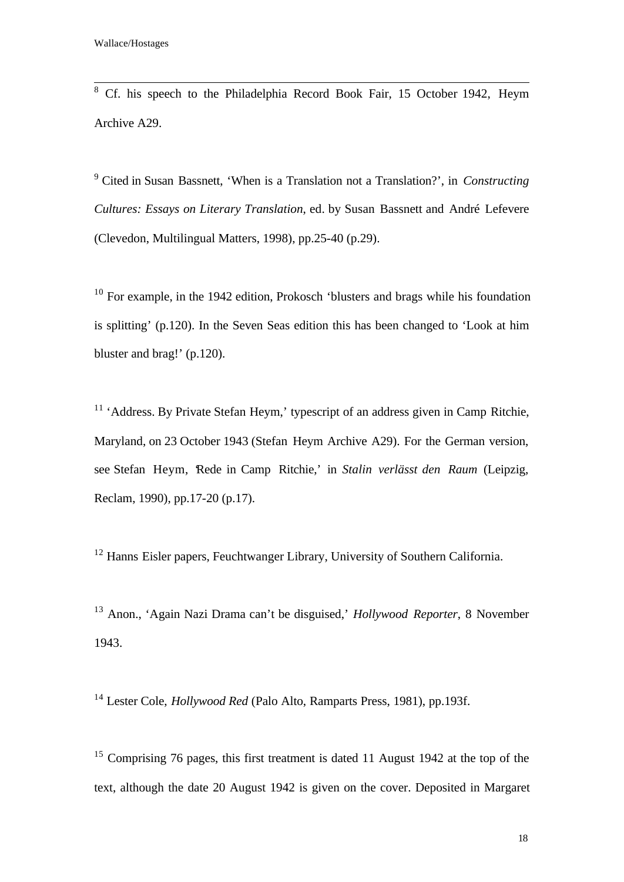[8] Cf. his speech to the Philadelphia Record Book Fair, 15 October 1942, Heym Archive A29.

[9] Cited in Susan Bassnett, 'When is a Translation not a Translation?', in *Constructing Cultures: Essays on Literary Translation*, ed. by Susan Bassnett and André Lefevere (Clevedon, Multilingual Matters, 1998), pp.25-40 (p.29).

[10] For example, in the 1942 edition, Prokosch 'blusters and brags while his foundation is splitting' (p.120). In the Seven Seas edition this has been changed to 'Look at him bluster and brag!' (p.120).

[11] 'Address. By Private Stefan Heym,' typescript of an address given in Camp Ritchie, Maryland, on 23 October 1943 (Stefan Heym Archive A29). For the German version, see Stefan Heym, 'Rede in Camp Ritchie,' in *Stalin verlässt den Raum* (Leipzig, Reclam, 1990), pp.17-20 (p.17).

[12] Hanns Eisler papers, Feuchtwanger Library, University of Southern California.

[13] Anon., 'Again Nazi Drama can't be disguised,' *Hollywood Reporter*, 8 November 1943.

[14] Lester Cole, *Hollywood Red* (Palo Alto, Ramparts Press, 1981), pp.193f.

[15] Comprising 76 pages, this first treatment is dated 11 August 1942 at the top of the text, although the date 20 August 1942 is given on the cover. Deposited in Margaret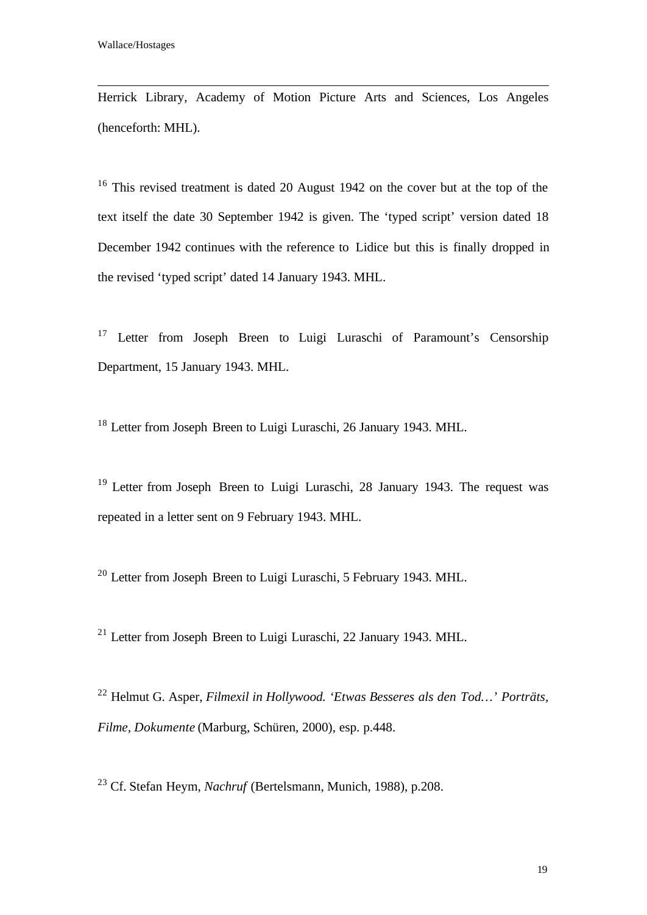Herrick Library, Academy of Motion Picture Arts and Sciences, Los Angeles (henceforth: MHL).

[16] This revised treatment is dated 20 August 1942 on the cover but at the top of the text itself the date 30 September 1942 is given. The 'typed script' version dated 18 December 1942 continues with the reference to Lidice but this is finally dropped in the revised 'typed script' dated 14 January 1943. MHL.

[17] Letter from Joseph Breen to Luigi Luraschi of Paramount's Censorship Department, 15 January 1943. MHL.

[18] Letter from Joseph Breen to Luigi Luraschi, 26 January 1943. MHL.

[19] Letter from Joseph Breen to Luigi Luraschi, 28 January 1943. The request was repeated in a letter sent on 9 February 1943. MHL.

[20] Letter from Joseph Breen to Luigi Luraschi, 5 February 1943. MHL.

[21] Letter from Joseph Breen to Luigi Luraschi, 22 January 1943. MHL.

[22] Helmut G. Asper, *Filmexil in Hollywood. 'Etwas Besseres als den Tod…' Porträts, Filme, Dokumente* (Marburg, Schüren, 2000), esp. p.448.

[23] Cf. Stefan Heym, *Nachruf* (Bertelsmann, Munich, 1988), p.208.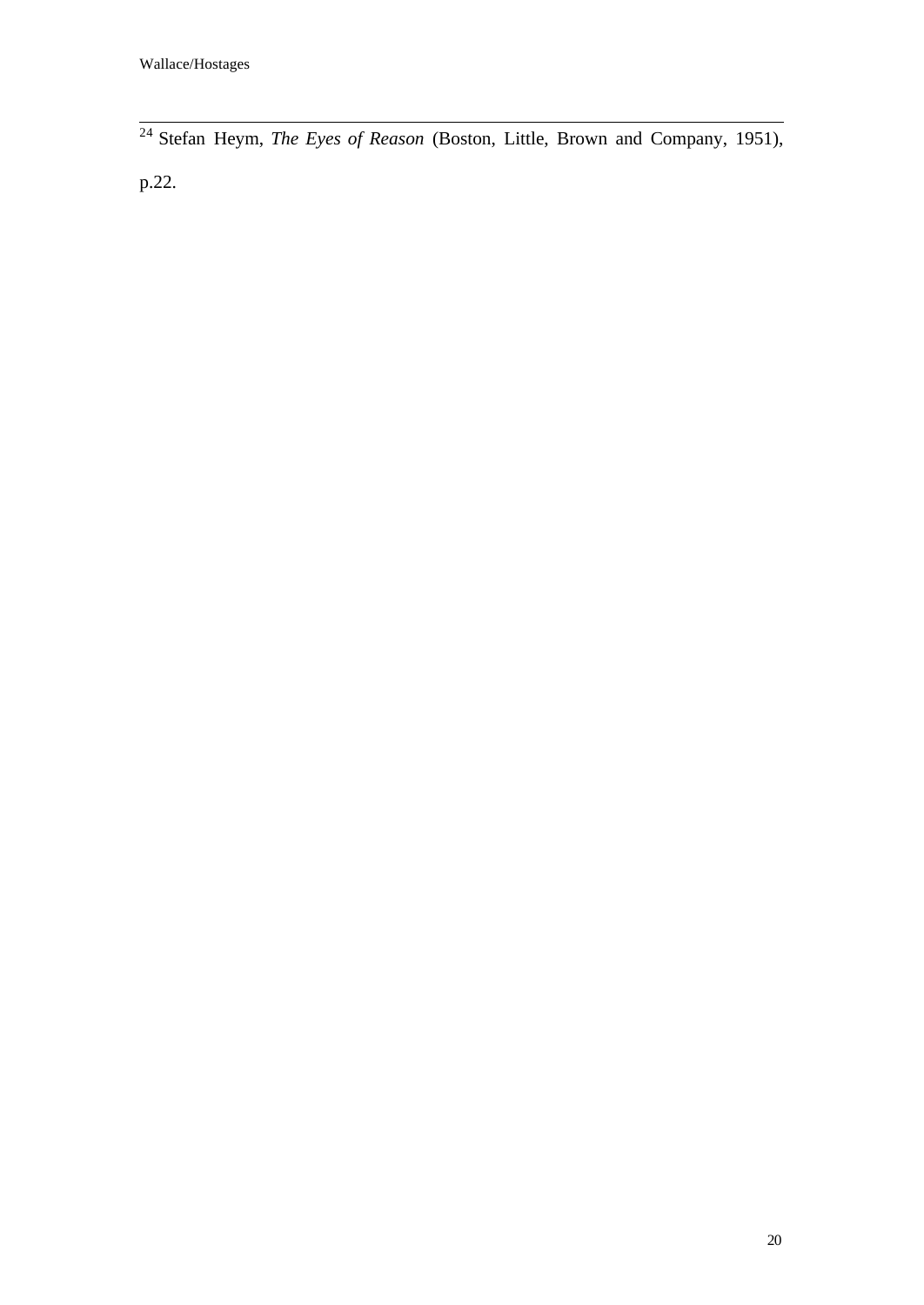[24] Stefan Heym, *The Eyes of Reason* (Boston, Little, Brown and Company, 1951), p.22.